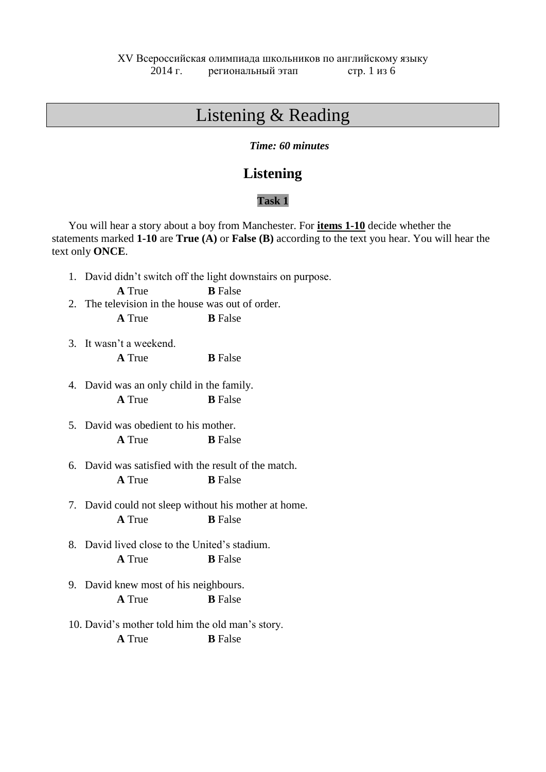# Listening & Reading

***Time: 60 minutes***

## Listening

### Task 1

You will hear a story about a boy from Manchester. For **items 1-10** decide whether the statements marked **1-10** are **True (A)** or **False (B)** according to the text you hear. You will hear the text only **ONCE**.

1. David didn't switch off the light downstairs on purpose.
   **A** True **B** False
2. The television in the house was out of order.
   **A** True **B** False
3. It wasn't a weekend.
   **A** True **B** False
4. David was an only child in the family.
   **A** True **B** False
5. David was obedient to his mother.
   **A** True **B** False
6. David was satisfied with the result of the match.
   **A** True **B** False
7. David could not sleep without his mother at home.
   **A** True **B** False
8. David lived close to the United's stadium.
   **A** True **B** False
9. David knew most of his neighbours.
   **A** True **B** False
10. David's mother told him the old man's story.
    **A** True **B** False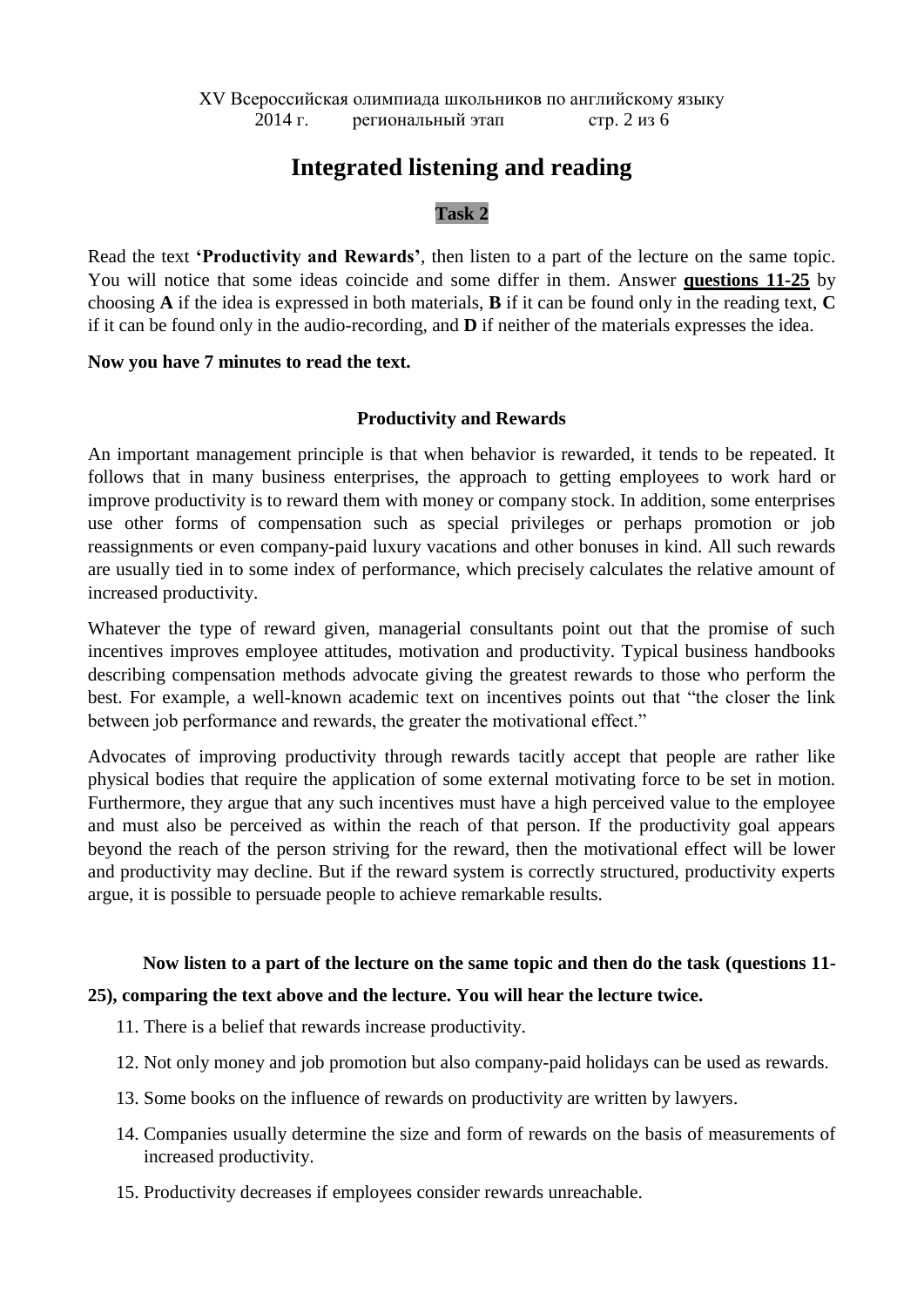# Integrated listening and reading

## Task 2

Read the text **'Productivity and Rewards'**, then listen to a part of the lecture on the same topic. You will notice that some ideas coincide and some differ in them. Answer **questions 11-25** by choosing **A** if the idea is expressed in both materials, **B** if it can be found only in the reading text, **C** if it can be found only in the audio-recording, and **D** if neither of the materials expresses the idea.

**Now you have 7 minutes to read the text.**

### Productivity and Rewards

An important management principle is that when behavior is rewarded, it tends to be repeated. It follows that in many business enterprises, the approach to getting employees to work hard or improve productivity is to reward them with money or company stock. In addition, some enterprises use other forms of compensation such as special privileges or perhaps promotion or job reassignments or even company-paid luxury vacations and other bonuses in kind. All such rewards are usually tied in to some index of performance, which precisely calculates the relative amount of increased productivity.

Whatever the type of reward given, managerial consultants point out that the promise of such incentives improves employee attitudes, motivation and productivity. Typical business handbooks describing compensation methods advocate giving the greatest rewards to those who perform the best. For example, a well-known academic text on incentives points out that "the closer the link between job performance and rewards, the greater the motivational effect."

Advocates of improving productivity through rewards tacitly accept that people are rather like physical bodies that require the application of some external motivating force to be set in motion. Furthermore, they argue that any such incentives must have a high perceived value to the employee and must also be perceived as within the reach of that person. If the productivity goal appears beyond the reach of the person striving for the reward, then the motivational effect will be lower and productivity may decline. But if the reward system is correctly structured, productivity experts argue, it is possible to persuade people to achieve remarkable results.

**Now listen to a part of the lecture on the same topic and then do the task (questions 11-25), comparing the text above and the lecture. You will hear the lecture twice.**

11. There is a belief that rewards increase productivity.
12. Not only money and job promotion but also company-paid holidays can be used as rewards.
13. Some books on the influence of rewards on productivity are written by lawyers.
14. Companies usually determine the size and form of rewards on the basis of measurements of increased productivity.
15. Productivity decreases if employees consider rewards unreachable.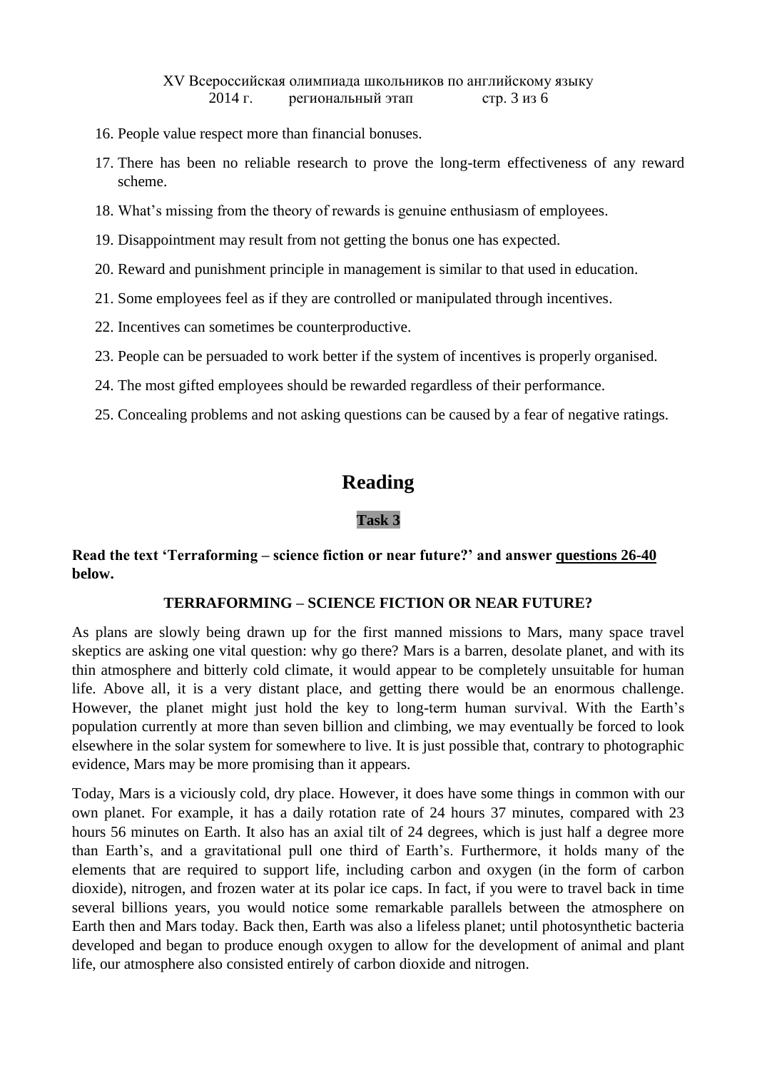16. People value respect more than financial bonuses.
17. There has been no reliable research to prove the long-term effectiveness of any reward scheme.
18. What's missing from the theory of rewards is genuine enthusiasm of employees.
19. Disappointment may result from not getting the bonus one has expected.
20. Reward and punishment principle in management is similar to that used in education.
21. Some employees feel as if they are controlled or manipulated through incentives.
22. Incentives can sometimes be counterproductive.
23. People can be persuaded to work better if the system of incentives is properly organised.
24. The most gifted employees should be rewarded regardless of their performance.
25. Concealing problems and not asking questions can be caused by a fear of negative ratings.

# Reading

### Task 3

**Read the text 'Terraforming – science fiction or near future?' and answer questions 26-40 below.**

**TERRAFORMING – SCIENCE FICTION OR NEAR FUTURE?**

As plans are slowly being drawn up for the first manned missions to Mars, many space travel skeptics are asking one vital question: why go there? Mars is a barren, desolate planet, and with its thin atmosphere and bitterly cold climate, it would appear to be completely unsuitable for human life. Above all, it is a very distant place, and getting there would be an enormous challenge. However, the planet might just hold the key to long-term human survival. With the Earth's population currently at more than seven billion and climbing, we may eventually be forced to look elsewhere in the solar system for somewhere to live. It is just possible that, contrary to photographic evidence, Mars may be more promising than it appears.

Today, Mars is a viciously cold, dry place. However, it does have some things in common with our own planet. For example, it has a daily rotation rate of 24 hours 37 minutes, compared with 23 hours 56 minutes on Earth. It also has an axial tilt of 24 degrees, which is just half a degree more than Earth's, and a gravitational pull one third of Earth's. Furthermore, it holds many of the elements that are required to support life, including carbon and oxygen (in the form of carbon dioxide), nitrogen, and frozen water at its polar ice caps. In fact, if you were to travel back in time several billions years, you would notice some remarkable parallels between the atmosphere on Earth then and Mars today. Back then, Earth was also a lifeless planet; until photosynthetic bacteria developed and began to produce enough oxygen to allow for the development of animal and plant life, our atmosphere also consisted entirely of carbon dioxide and nitrogen.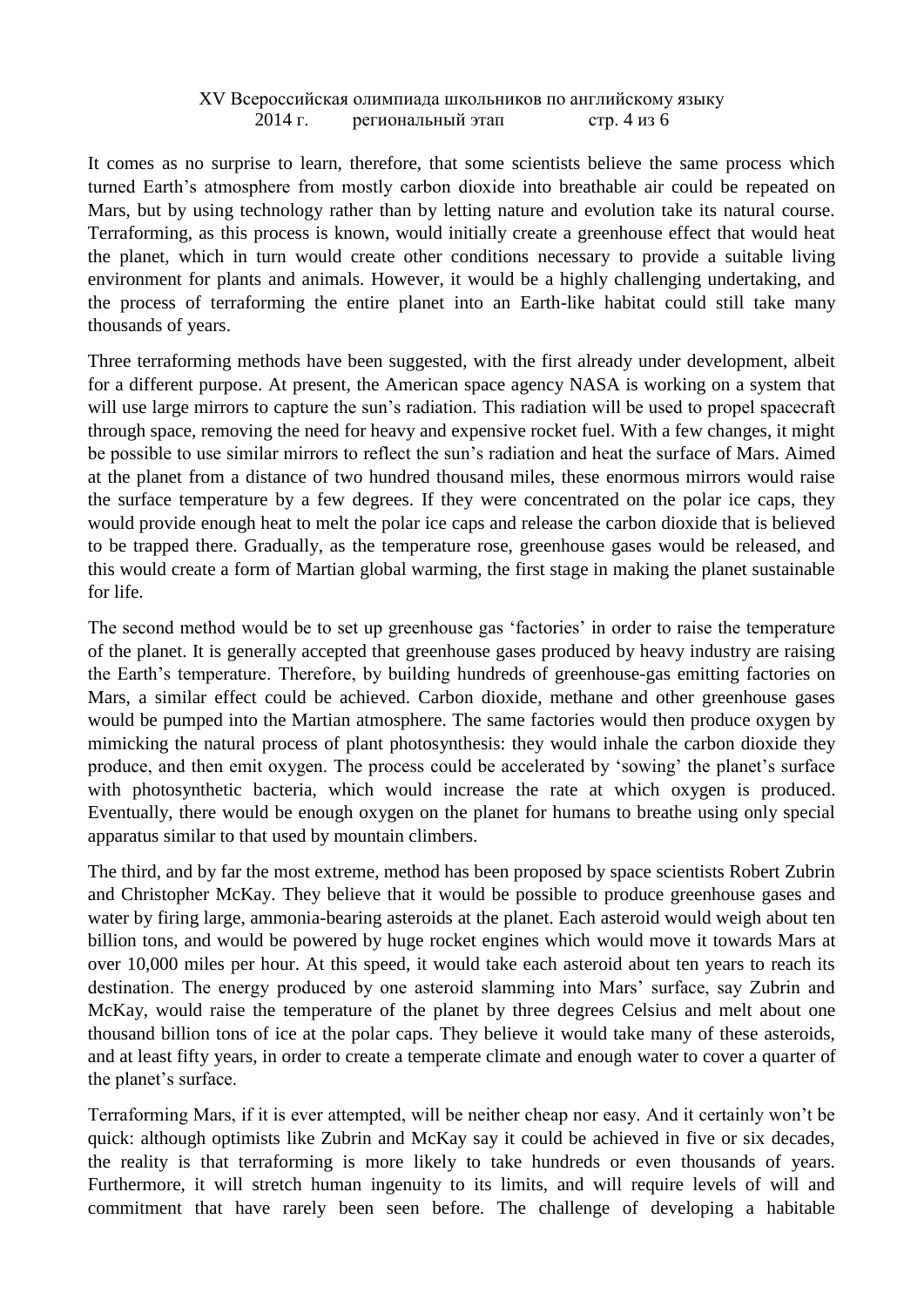It comes as no surprise to learn, therefore, that some scientists believe the same process which turned Earth's atmosphere from mostly carbon dioxide into breathable air could be repeated on Mars, but by using technology rather than by letting nature and evolution take its natural course. Terraforming, as this process is known, would initially create a greenhouse effect that would heat the planet, which in turn would create other conditions necessary to provide a suitable living environment for plants and animals. However, it would be a highly challenging undertaking, and the process of terraforming the entire planet into an Earth-like habitat could still take many thousands of years.

Three terraforming methods have been suggested, with the first already under development, albeit for a different purpose. At present, the American space agency NASA is working on a system that will use large mirrors to capture the sun's radiation. This radiation will be used to propel spacecraft through space, removing the need for heavy and expensive rocket fuel. With a few changes, it might be possible to use similar mirrors to reflect the sun's radiation and heat the surface of Mars. Aimed at the planet from a distance of two hundred thousand miles, these enormous mirrors would raise the surface temperature by a few degrees. If they were concentrated on the polar ice caps, they would provide enough heat to melt the polar ice caps and release the carbon dioxide that is believed to be trapped there. Gradually, as the temperature rose, greenhouse gases would be released, and this would create a form of Martian global warming, the first stage in making the planet sustainable for life.

The second method would be to set up greenhouse gas 'factories' in order to raise the temperature of the planet. It is generally accepted that greenhouse gases produced by heavy industry are raising the Earth's temperature. Therefore, by building hundreds of greenhouse-gas emitting factories on Mars, a similar effect could be achieved. Carbon dioxide, methane and other greenhouse gases would be pumped into the Martian atmosphere. The same factories would then produce oxygen by mimicking the natural process of plant photosynthesis: they would inhale the carbon dioxide they produce, and then emit oxygen. The process could be accelerated by 'sowing' the planet's surface with photosynthetic bacteria, which would increase the rate at which oxygen is produced. Eventually, there would be enough oxygen on the planet for humans to breathe using only special apparatus similar to that used by mountain climbers.

The third, and by far the most extreme, method has been proposed by space scientists Robert Zubrin and Christopher McKay. They believe that it would be possible to produce greenhouse gases and water by firing large, ammonia-bearing asteroids at the planet. Each asteroid would weigh about ten billion tons, and would be powered by huge rocket engines which would move it towards Mars at over 10,000 miles per hour. At this speed, it would take each asteroid about ten years to reach its destination. The energy produced by one asteroid slamming into Mars' surface, say Zubrin and McKay, would raise the temperature of the planet by three degrees Celsius and melt about one thousand billion tons of ice at the polar caps. They believe it would take many of these asteroids, and at least fifty years, in order to create a temperate climate and enough water to cover a quarter of the planet's surface.

Terraforming Mars, if it is ever attempted, will be neither cheap nor easy. And it certainly won't be quick: although optimists like Zubrin and McKay say it could be achieved in five or six decades, the reality is that terraforming is more likely to take hundreds or even thousands of years. Furthermore, it will stretch human ingenuity to its limits, and will require levels of will and commitment that have rarely been seen before. The challenge of developing a habitable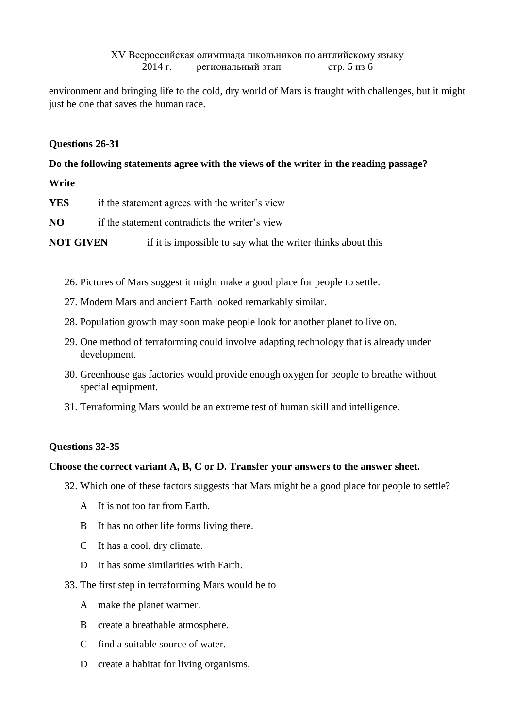environment and bringing life to the cold, dry world of Mars is fraught with challenges, but it might just be one that saves the human race.

**Questions 26-31**

**Do the following statements agree with the views of the writer in the reading passage?**

**Write**

**YES** if the statement agrees with the writer's view

**NO** if the statement contradicts the writer's view

**NOT GIVEN** if it is impossible to say what the writer thinks about this

26. Pictures of Mars suggest it might make a good place for people to settle.
27. Modern Mars and ancient Earth looked remarkably similar.
28. Population growth may soon make people look for another planet to live on.
29. One method of terraforming could involve adapting technology that is already under development.
30. Greenhouse gas factories would provide enough oxygen for people to breathe without special equipment.
31. Terraforming Mars would be an extreme test of human skill and intelligence.

**Questions 32-35**

**Choose the correct variant A, B, C or D. Transfer your answers to the answer sheet.**

32. Which one of these factors suggests that Mars might be a good place for people to settle?

    A It is not too far from Earth.

    B It has no other life forms living there.

    C It has a cool, dry climate.

    D It has some similarities with Earth.

33. The first step in terraforming Mars would be to

    A make the planet warmer.

    B create a breathable atmosphere.

    C find a suitable source of water.

    D create a habitat for living organisms.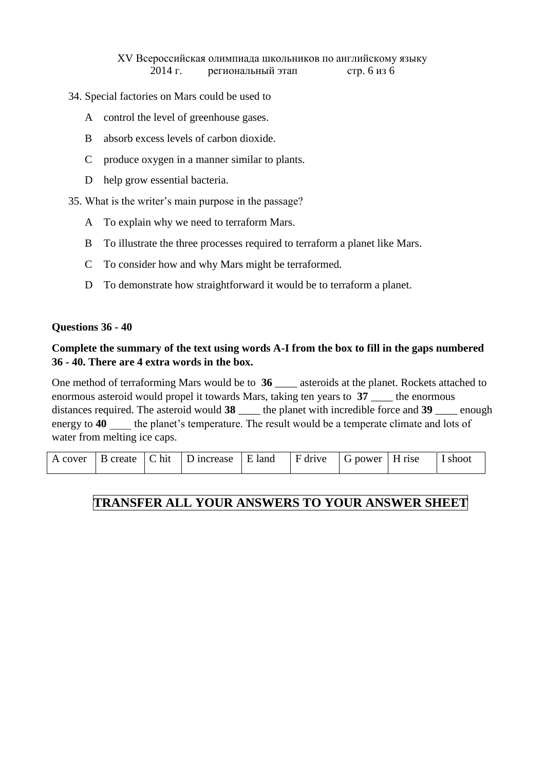34. Special factories on Mars could be used to

A control the level of greenhouse gases.

B absorb excess levels of carbon dioxide.

C produce oxygen in a manner similar to plants.

D help grow essential bacteria.

35. What is the writer's main purpose in the passage?

A To explain why we need to terraform Mars.

B To illustrate the three processes required to terraform a planet like Mars.

C To consider how and why Mars might be terraformed.

D To demonstrate how straightforward it would be to terraform a planet.

**Questions 36 - 40**

**Complete the summary of the text using words A-I from the box to fill in the gaps numbered 36 - 40. There are 4 extra words in the box.**

One method of terraforming Mars would be to **36** ____ asteroids at the planet. Rockets attached to enormous asteroid would propel it towards Mars, taking ten years to **37** ____ the enormous distances required. The asteroid would **38** ____ the planet with incredible force and **39** ____ enough energy to **40** ____ the planet's temperature. The result would be a temperate climate and lots of water from melting ice caps.

| A cover | B create | C hit | D increase | E land | F drive | G power | H rise | I shoot |
|---|---|---|---|---|---|---|---|---|

**TRANSFER ALL YOUR ANSWERS TO YOUR ANSWER SHEET**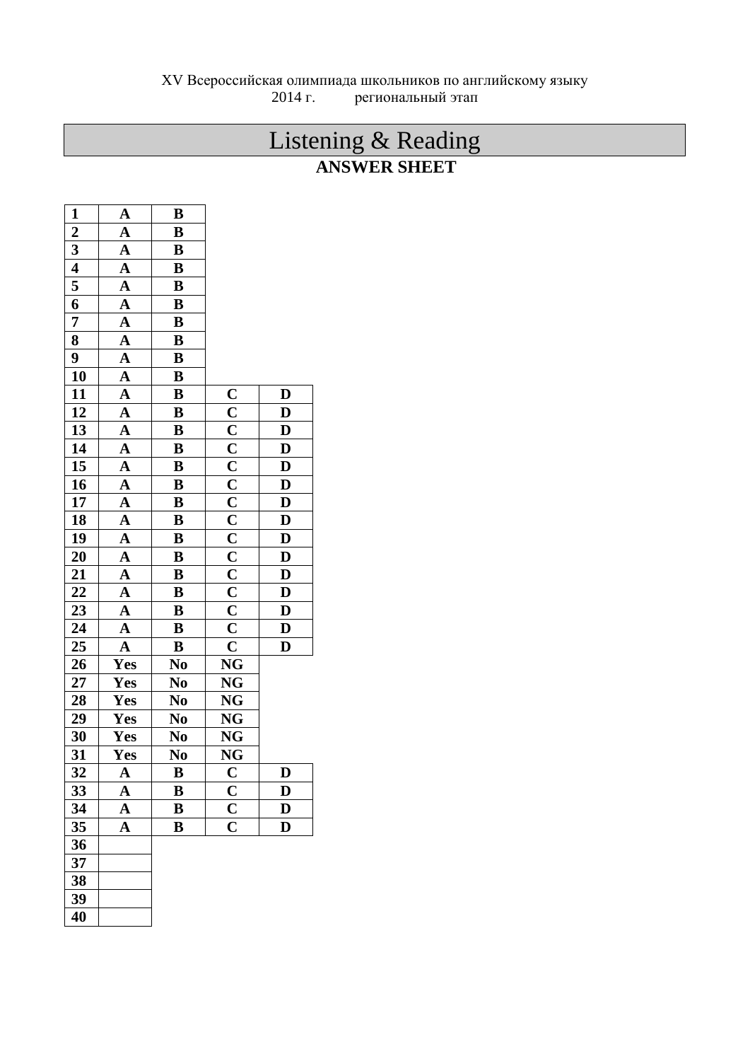XV Всероссийская олимпиада школьников по английскому языку
2014 г. региональный этап

# Listening & Reading

## ANSWER SHEET

| | | | | |
|---|---|---|---|---|
| **1** | **A** | **B** | | |
| **2** | **A** | **B** | | |
| **3** | **A** | **B** | | |
| **4** | **A** | **B** | | |
| **5** | **A** | **B** | | |
| **6** | **A** | **B** | | |
| **7** | **A** | **B** | | |
| **8** | **A** | **B** | | |
| **9** | **A** | **B** | | |
| **10** | **A** | **B** | | |
| **11** | **A** | **B** | **C** | **D** |
| **12** | **A** | **B** | **C** | **D** |
| **13** | **A** | **B** | **C** | **D** |
| **14** | **A** | **B** | **C** | **D** |
| **15** | **A** | **B** | **C** | **D** |
| **16** | **A** | **B** | **C** | **D** |
| **17** | **A** | **B** | **C** | **D** |
| **18** | **A** | **B** | **C** | **D** |
| **19** | **A** | **B** | **C** | **D** |
| **20** | **A** | **B** | **C** | **D** |
| **21** | **A** | **B** | **C** | **D** |
| **22** | **A** | **B** | **C** | **D** |
| **23** | **A** | **B** | **C** | **D** |
| **24** | **A** | **B** | **C** | **D** |
| **25** | **A** | **B** | **C** | **D** |
| **26** | **Yes** | **No** | **NG** | |
| **27** | **Yes** | **No** | **NG** | |
| **28** | **Yes** | **No** | **NG** | |
| **29** | **Yes** | **No** | **NG** | |
| **30** | **Yes** | **No** | **NG** | |
| **31** | **Yes** | **No** | **NG** | |
| **32** | **A** | **B** | **C** | **D** |
| **33** | **A** | **B** | **C** | **D** |
| **34** | **A** | **B** | **C** | **D** |
| **35** | **A** | **B** | **C** | **D** |
| **36** | | | | |
| **37** | | | | |
| **38** | | | | |
| **39** | | | | |
| **40** | | | | |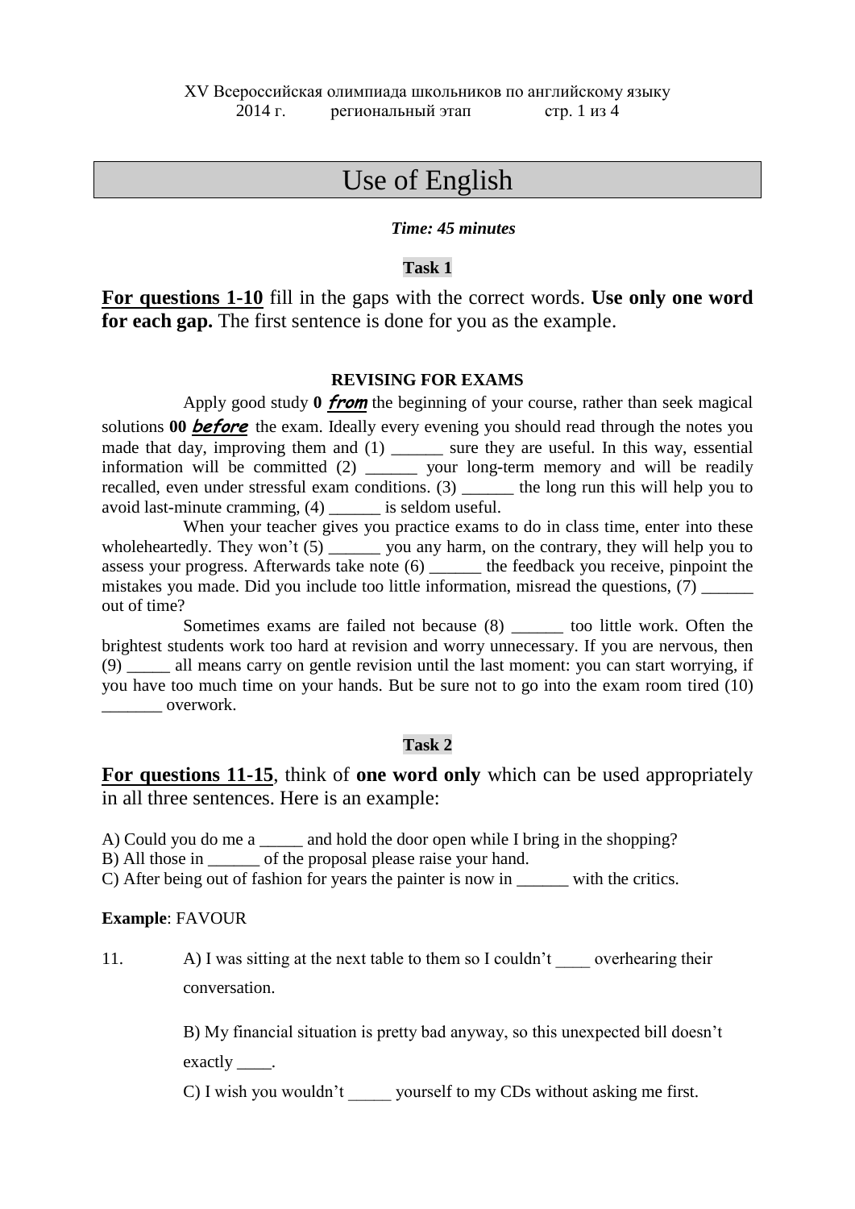# Use of English

***Time: 45 minutes***

**Task 1**

**For questions 1-10** fill in the gaps with the correct words. **Use only one word for each gap.** The first sentence is done for you as the example.

**REVISING FOR EXAMS**

Apply good study **0** ***from*** the beginning of your course, rather than seek magical solutions **00** ***before*** the exam. Ideally every evening you should read through the notes you made that day, improving them and (1) ______ sure they are useful. In this way, essential information will be committed (2) ______ your long-term memory and will be readily recalled, even under stressful exam conditions. (3) ______ the long run this will help you to avoid last-minute cramming, (4) ______ is seldom useful.

When your teacher gives you practice exams to do in class time, enter into these wholeheartedly. They won't (5) ______ you any harm, on the contrary, they will help you to assess your progress. Afterwards take note (6) ______ the feedback you receive, pinpoint the mistakes you made. Did you include too little information, misread the questions, (7) ______ out of time?

Sometimes exams are failed not because (8) ______ too little work. Often the brightest students work too hard at revision and worry unnecessary. If you are nervous, then (9) _____ all means carry on gentle revision until the last moment: you can start worrying, if you have too much time on your hands. But be sure not to go into the exam room tired (10) _______ overwork.

**Task 2**

**For questions 11-15**, think of **one word only** which can be used appropriately in all three sentences. Here is an example:

A) Could you do me a _____ and hold the door open while I bring in the shopping?
B) All those in ______ of the proposal please raise your hand.
C) After being out of fashion for years the painter is now in ______ with the critics.

**Example**: FAVOUR

11. A) I was sitting at the next table to them so I couldn't ____ overhearing their conversation.

    B) My financial situation is pretty bad anyway, so this unexpected bill doesn't exactly ____.

    C) I wish you wouldn't _____ yourself to my CDs without asking me first.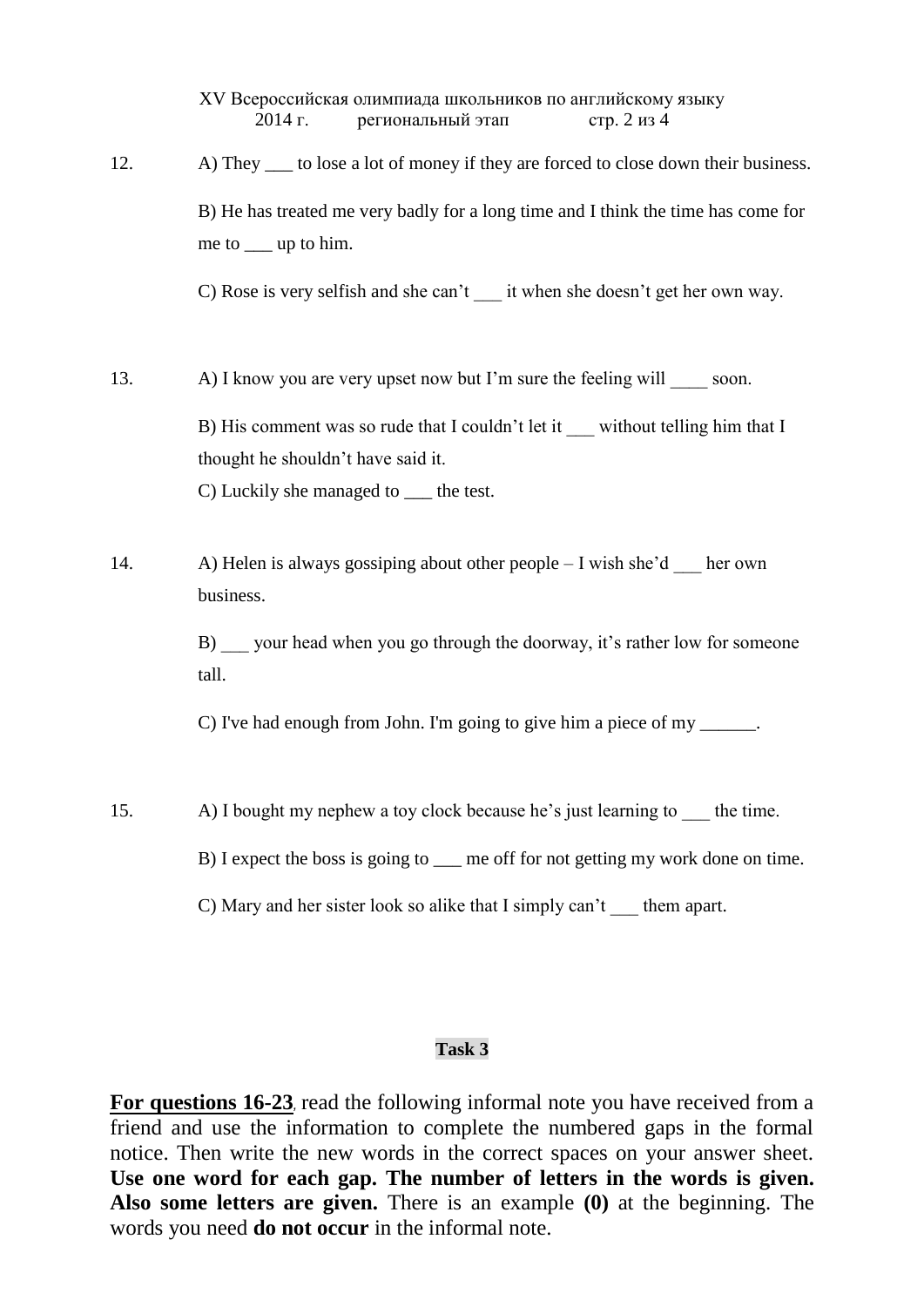12. A) They ___ to lose a lot of money if they are forced to close down their business.

    B) He has treated me very badly for a long time and I think the time has come for me to ___ up to him.

    C) Rose is very selfish and she can't ___ it when she doesn't get her own way.

13. A) I know you are very upset now but I'm sure the feeling will ____ soon.

    B) His comment was so rude that I couldn't let it ___ without telling him that I thought he shouldn't have said it.

    C) Luckily she managed to ___ the test.

14. A) Helen is always gossiping about other people – I wish she'd ___ her own business.

    B) ___ your head when you go through the doorway, it's rather low for someone tall.

    C) I've had enough from John. I'm going to give him a piece of my ______.

15. A) I bought my nephew a toy clock because he's just learning to ___ the time.

    B) I expect the boss is going to ___ me off for not getting my work done on time.

    C) Mary and her sister look so alike that I simply can't ___ them apart.

## Task 3

**For questions 16-23**, read the following informal note you have received from a friend and use the information to complete the numbered gaps in the formal notice. Then write the new words in the correct spaces on your answer sheet. **Use one word for each gap. The number of letters in the words is given. Also some letters are given.** There is an example **(0)** at the beginning. The words you need **do not occur** in the informal note.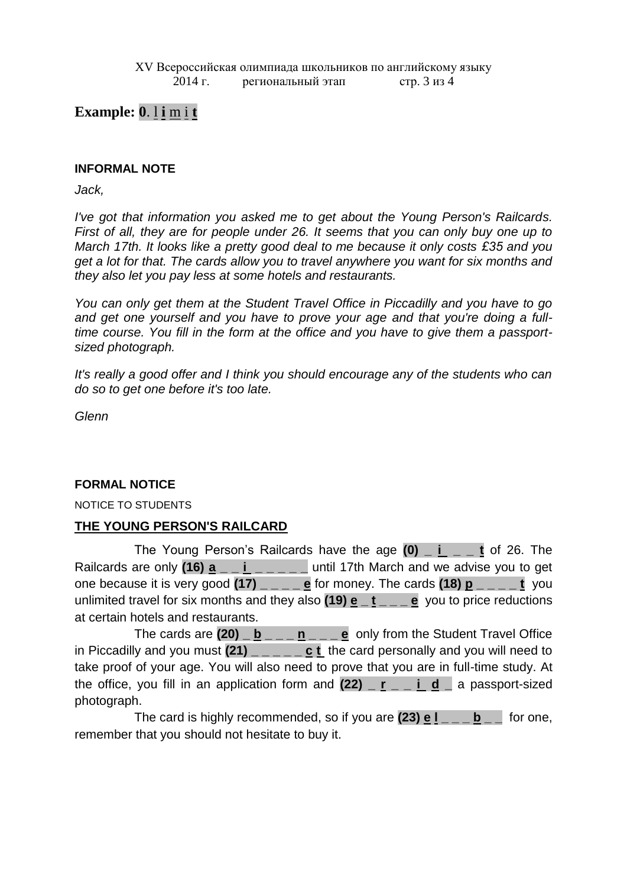**Example: 0**. l **i** m i **t**

**INFORMAL NOTE**

*Jack,*

*I've got that information you asked me to get about the Young Person's Railcards. First of all, they are for people under 26. It seems that you can only buy one up to March 17th. It looks like a pretty good deal to me because it only costs £35 and you get a lot for that. The cards allow you to travel anywhere you want for six months and they also let you pay less at some hotels and restaurants.*

*You can only get them at the Student Travel Office in Piccadilly and you have to go and get one yourself and you have to prove your age and that you're doing a full-time course. You fill in the form at the office and you have to give them a passport-sized photograph.*

*It's really a good offer and I think you should encourage any of the students who can do so to get one before it's too late.*

*Glenn*

**FORMAL NOTICE**

NOTICE TO STUDENTS

**THE YOUNG PERSON'S RAILCARD**

The Young Person's Railcards have the age **(0) _ i _ _ t** of 26. The Railcards are only **(16) a _ _ i _ _ _ _ _** until 17th March and we advise you to get one because it is very good **(17) _ _ _ _ e** for money. The cards **(18) p _ _ _ _ t** you unlimited travel for six months and they also **(19) e _ t _ _ _ e** you to price reductions at certain hotels and restaurants.

The cards are **(20) _ b _ _ _ n _ _ _ e** only from the Student Travel Office in Piccadilly and you must **(21) _ _ _ _ _ c t** the card personally and you will need to take proof of your age. You will also need to prove that you are in full-time study. At the office, you fill in an application form and **(22) _ r _ _ i d _** a passport-sized photograph.

The card is highly recommended, so if you are **(23) e l _ _ _ b _ _** for one, remember that you should not hesitate to buy it.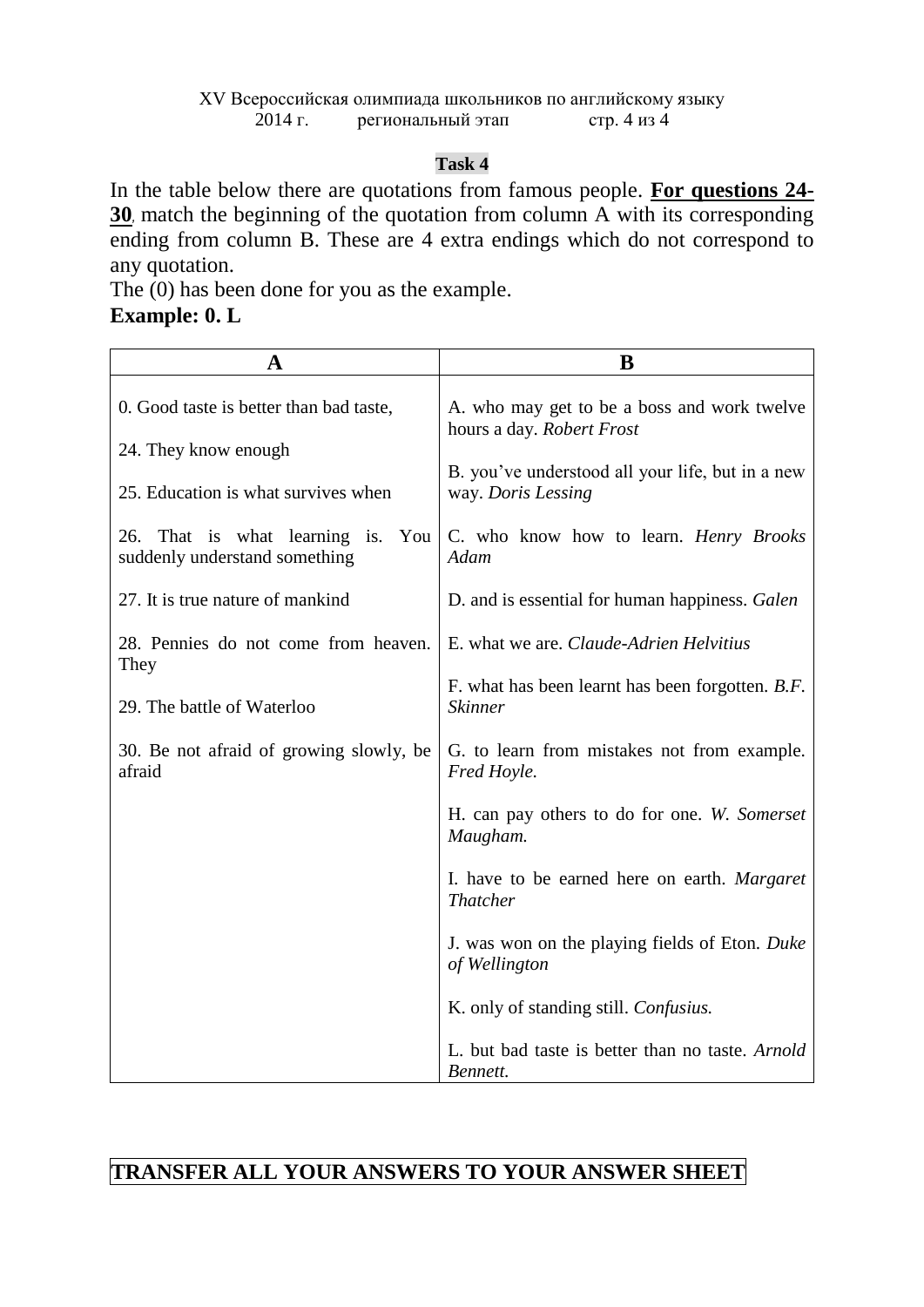**Task 4**

In the table below there are quotations from famous people. **For questions 24-30**, match the beginning of the quotation from column A with its corresponding ending from column B. These are 4 extra endings which do not correspond to any quotation.

The (0) has been done for you as the example.

**Example: 0. L**

| A | B |
|---|---|
| 0. Good taste is better than bad taste, | A. who may get to be a boss and work twelve hours a day. *Robert Frost* |
| 24. They know enough | B. you've understood all your life, but in a new way. *Doris Lessing* |
| 25. Education is what survives when | C. who know how to learn. *Henry Brooks Adam* |
| 26. That is what learning is. You suddenly understand something | D. and is essential for human happiness. *Galen* |
| 27. It is true nature of mankind | E. what we are. *Claude-Adrien Helvitius* |
| 28. Pennies do not come from heaven. They | F. what has been learnt has been forgotten. *B.F. Skinner* |
| 29. The battle of Waterloo | G. to learn from mistakes not from example. *Fred Hoyle.* |
| 30. Be not afraid of growing slowly, be afraid | H. can pay others to do for one. *W. Somerset Maugham.* |
| | I. have to be earned here on earth. *Margaret Thatcher* |
| | J. was won on the playing fields of Eton. *Duke of Wellington* |
| | K. only of standing still. *Confusius.* |
| | L. but bad taste is better than no taste. *Arnold Bennett.* |

**TRANSFER ALL YOUR ANSWERS TO YOUR ANSWER SHEET**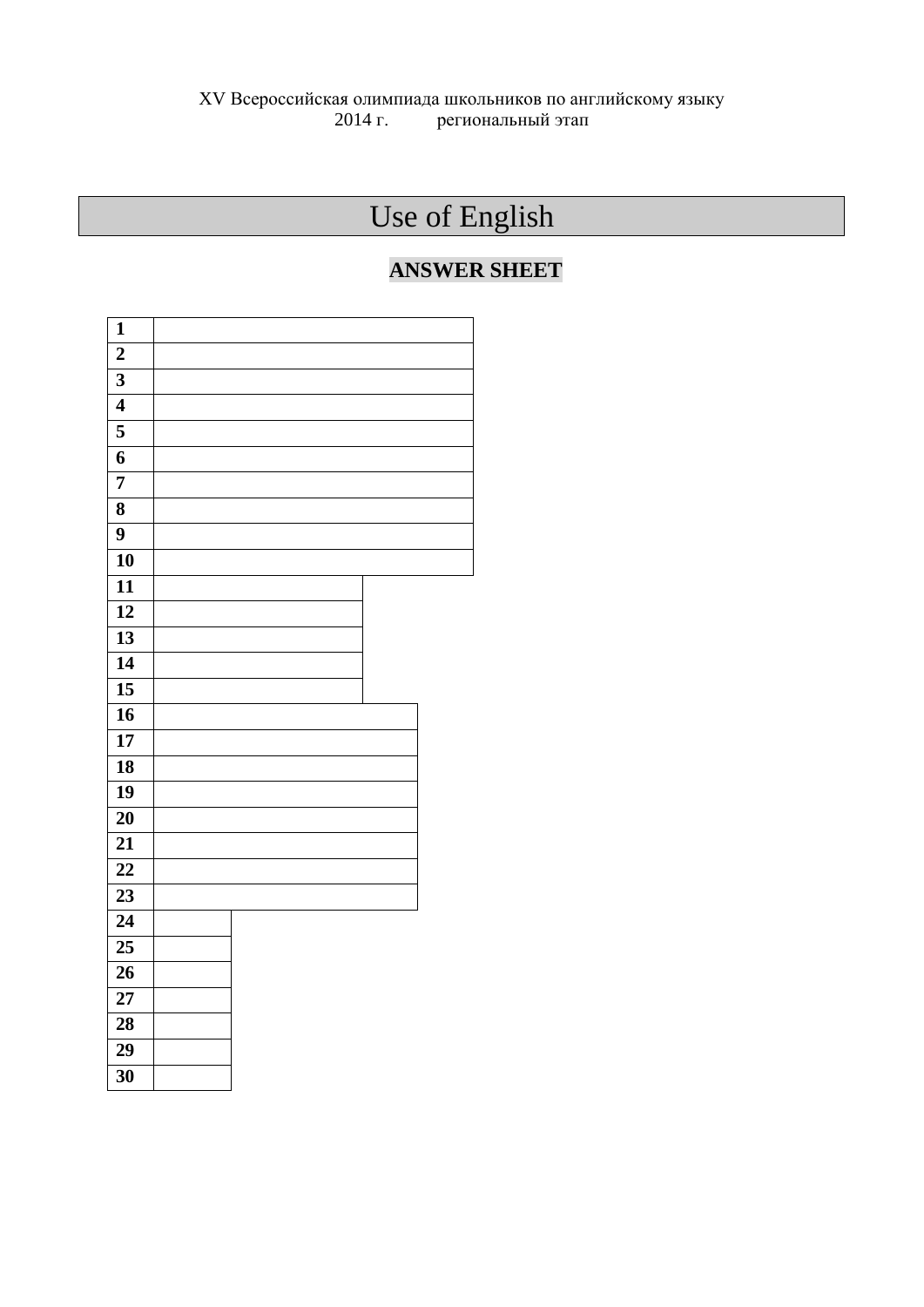XV Всероссийская олимпиада школьников по английскому языку
2014 г. региональный этап

# Use of English

## ANSWER SHEET

| | |
|---|---|
| **1** | |
| **2** | |
| **3** | |
| **4** | |
| **5** | |
| **6** | |
| **7** | |
| **8** | |
| **9** | |
| **10** | |
| **11** | |
| **12** | |
| **13** | |
| **14** | |
| **15** | |
| **16** | |
| **17** | |
| **18** | |
| **19** | |
| **20** | |
| **21** | |
| **22** | |
| **23** | |
| **24** | |
| **25** | |
| **26** | |
| **27** | |
| **28** | |
| **29** | |
| **30** | |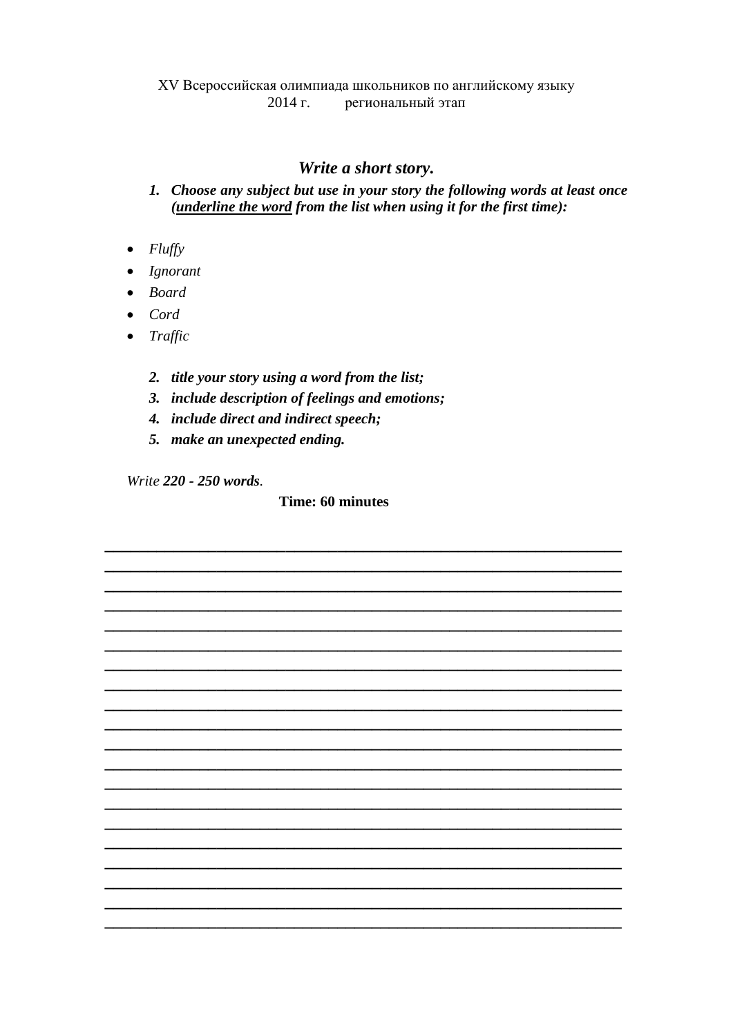XV Всероссийская олимпиада школьников по английскому языку
2014 г. региональный этап

## *Write a short story.*

1. ***Choose any subject but use in your story the following words at least once (<u>underline the word</u> from the list when using it for the first time):***

- *Fluffy*
- *Ignorant*
- *Board*
- *Cord*
- *Traffic*

2. ***title your story using a word from the list;***
3. ***include description of feelings and emotions;***
4. ***include direct and indirect speech;***
5. ***make an unexpected ending.***

*Write **220 - 250 words**.*

**Time: 60 minutes**

______________________________________________________________

______________________________________________________________

______________________________________________________________

______________________________________________________________

______________________________________________________________

______________________________________________________________

______________________________________________________________

______________________________________________________________

______________________________________________________________

______________________________________________________________

______________________________________________________________

______________________________________________________________

______________________________________________________________

______________________________________________________________

______________________________________________________________

______________________________________________________________

______________________________________________________________

______________________________________________________________

______________________________________________________________

______________________________________________________________